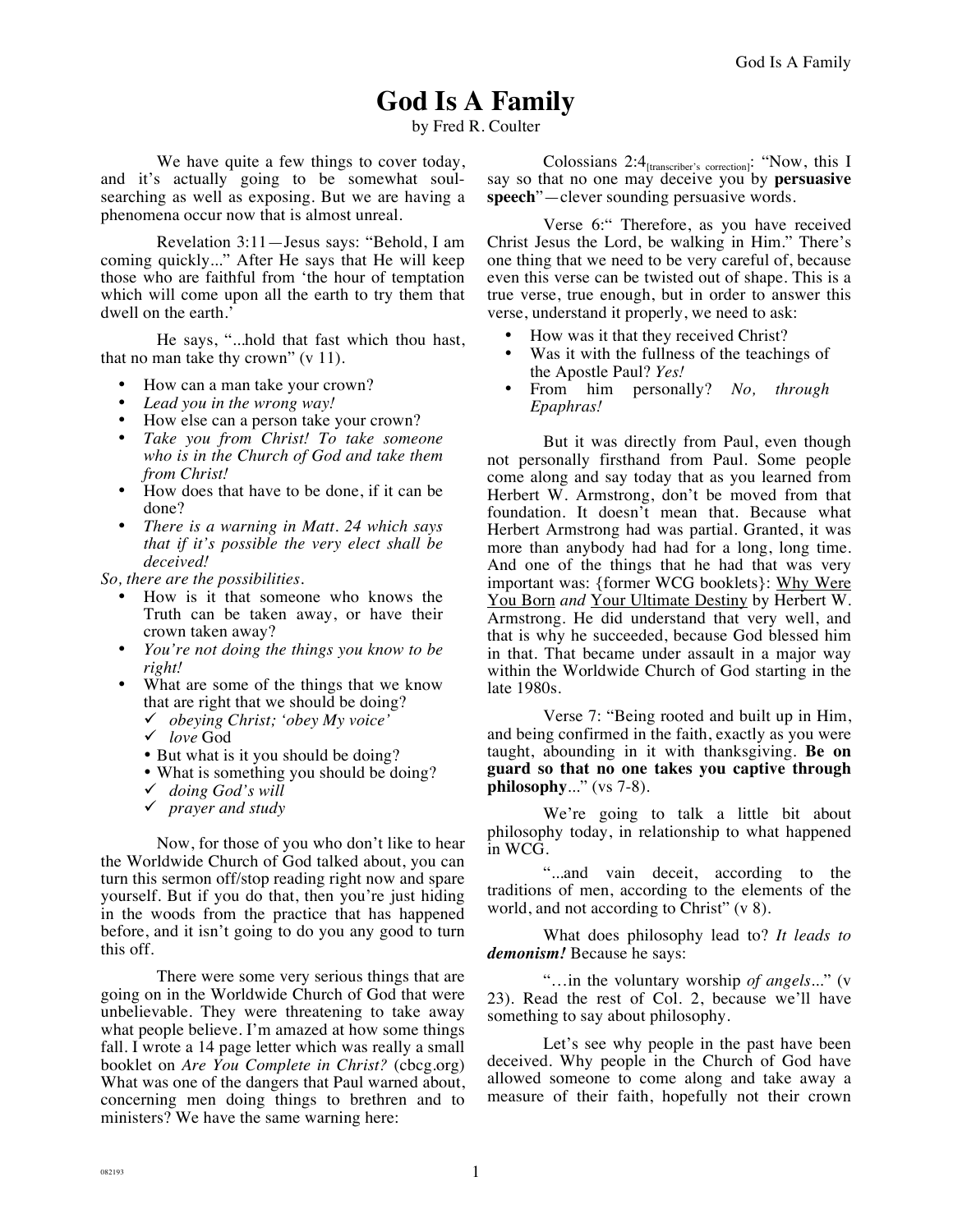# God Is A Family

by Fred R. Coulter

We have quite a few things to cover today, and it's actually going to be somewhat soul-searching as well as exposing. But we are having a phenomena occur now that is almost unreal.

Revelation 3:11—Jesus says: "Behold, I am coming quickly..." After He says that He will keep those who are faithful from 'the hour of temptation which will come upon all the earth to try them that dwell on the earth.'

He says, "...hold that fast which thou hast, that no man take thy crown" (v 11).

- How can a man take your crown?
- *Lead you in the wrong way!*
- How else can a person take your crown?
- *Take you from Christ! To take someone who is in the Church of God and take them from Christ!*
- How does that have to be done, if it can be done?
- *There is a warning in Matt. 24 which says that if it's possible the very elect shall be deceived!*

*So, there are the possibilities.*

- How is it that someone who knows the Truth can be taken away, or have their crown taken away?
- *You're not doing the things you know to be right!*
- What are some of the things that we know that are right that we should be doing?
  - ✓ *obeying Christ; 'obey My voice'*
  - ✓ *love* God
  - But what is it you should be doing?
  - What is something you should be doing?
  - ✓ *doing God's will*
  - ✓ *prayer and study*

Now, for those of you who don't like to hear the Worldwide Church of God talked about, you can turn this sermon off/stop reading right now and spare yourself. But if you do that, then you're just hiding in the woods from the practice that has happened before, and it isn't going to do you any good to turn this off.

There were some very serious things that are going on in the Worldwide Church of God that were unbelievable. They were threatening to take away what people believe. I'm amazed at how some things fall. I wrote a 14 page letter which was really a small booklet on *Are You Complete in Christ?* (cbcg.org) What was one of the dangers that Paul warned about, concerning men doing things to brethren and to ministers? We have the same warning here:

Colossians 2:4[transcriber's correction]: "Now, this I say so that no one may deceive you by **persuasive speech**"—clever sounding persuasive words.

Verse 6:" Therefore, as you have received Christ Jesus the Lord, be walking in Him." There's one thing that we need to be very careful of, because even this verse can be twisted out of shape. This is a true verse, true enough, but in order to answer this verse, understand it properly, we need to ask:

- How was it that they received Christ?
- Was it with the fullness of the teachings of the Apostle Paul? *Yes!*
- From him personally? *No, through Epaphras!*

But it was directly from Paul, even though not personally firsthand from Paul. Some people come along and say today that as you learned from Herbert W. Armstrong, don't be moved from that foundation. It doesn't mean that. Because what Herbert Armstrong had was partial. Granted, it was more than anybody had had for a long, long time. And one of the things that he had that was very important was: {former WCG booklets}: Why Were You Born *and* Your Ultimate Destiny by Herbert W. Armstrong. He did understand that very well, and that is why he succeeded, because God blessed him in that. That became under assault in a major way within the Worldwide Church of God starting in the late 1980s.

Verse 7: "Being rooted and built up in Him, and being confirmed in the faith, exactly as you were taught, abounding in it with thanksgiving. **Be on guard so that no one takes you captive through philosophy**..." (vs 7-8).

We're going to talk a little bit about philosophy today, in relationship to what happened in WCG.

"...and vain deceit, according to the traditions of men, according to the elements of the world, and not according to Christ" (v 8).

What does philosophy lead to? *It leads to **demonism!*** Because he says:

"…in the voluntary worship *of angels*..." (v 23). Read the rest of Col. 2, because we'll have something to say about philosophy.

Let's see why people in the past have been deceived. Why people in the Church of God have allowed someone to come along and take away a measure of their faith, hopefully not their crown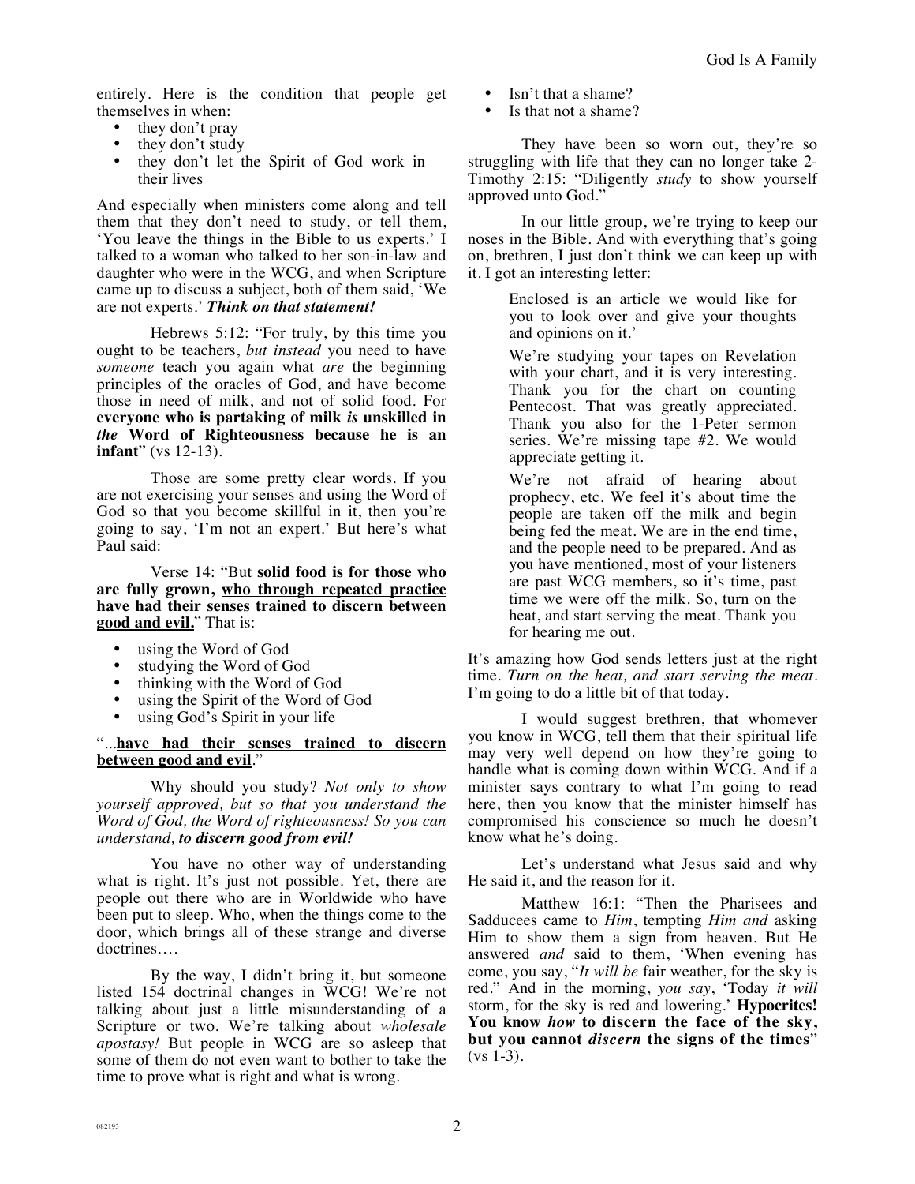entirely. Here is the condition that people get themselves in when:

- they don't pray
- they don't study
- they don't let the Spirit of God work in their lives

And especially when ministers come along and tell them that they don't need to study, or tell them, 'You leave the things in the Bible to us experts.' I talked to a woman who talked to her son-in-law and daughter who were in the WCG, and when Scripture came up to discuss a subject, both of them said, 'We are not experts.' ***Think on that statement!***

Hebrews 5:12: "For truly, by this time you ought to be teachers, *but instead* you need to have *someone* teach you again what *are* the beginning principles of the oracles of God, and have become those in need of milk, and not of solid food. For **everyone who is partaking of milk *is* unskilled in *the* Word of Righteousness because he is an infant**" (vs 12-13).

Those are some pretty clear words. If you are not exercising your senses and using the Word of God so that you become skillful in it, then you're going to say, 'I'm not an expert.' But here's what Paul said:

Verse 14: "But **solid food is for those who are fully grown, <u>who through repeated practice have had their senses trained to discern between good and evil.</u>**" That is:

- using the Word of God
- studying the Word of God
- thinking with the Word of God
- using the Spirit of the Word of God
- using God's Spirit in your life

"...**<u>have had their senses trained to discern between good and evil</u>**."

Why should you study? *Not only to show yourself approved, but so that you understand the Word of God, the Word of righteousness! So you can understand, **to discern good from evil!***

You have no other way of understanding what is right. It's just not possible. Yet, there are people out there who are in Worldwide who have been put to sleep. Who, when the things come to the door, which brings all of these strange and diverse doctrines….

By the way, I didn't bring it, but someone listed 154 doctrinal changes in WCG! We're not talking about just a little misunderstanding of a Scripture or two. We're talking about *wholesale apostasy!* But people in WCG are so asleep that some of them do not even want to bother to take the time to prove what is right and what is wrong.

- Isn't that a shame?
- Is that not a shame?

They have been so worn out, they're so struggling with life that they can no longer take 2-Timothy 2:15: "Diligently *study* to show yourself approved unto God."

In our little group, we're trying to keep our noses in the Bible. And with everything that's going on, brethren, I just don't think we can keep up with it. I got an interesting letter:

> Enclosed is an article we would like for you to look over and give your thoughts and opinions on it.'
>
> We're studying your tapes on Revelation with your chart, and it is very interesting. Thank you for the chart on counting Pentecost. That was greatly appreciated. Thank you also for the 1-Peter sermon series. We're missing tape #2. We would appreciate getting it.
>
> We're not afraid of hearing about prophecy, etc. We feel it's about time the people are taken off the milk and begin being fed the meat. We are in the end time, and the people need to be prepared. And as you have mentioned, most of your listeners are past WCG members, so it's time, past time we were off the milk. So, turn on the heat, and start serving the meat. Thank you for hearing me out.

It's amazing how God sends letters just at the right time. *Turn on the heat, and start serving the meat.* I'm going to do a little bit of that today.

I would suggest brethren, that whomever you know in WCG, tell them that their spiritual life may very well depend on how they're going to handle what is coming down within WCG. And if a minister says contrary to what I'm going to read here, then you know that the minister himself has compromised his conscience so much he doesn't know what he's doing.

Let's understand what Jesus said and why He said it, and the reason for it.

Matthew 16:1: "Then the Pharisees and Sadducees came to *Him*, tempting *Him and* asking Him to show them a sign from heaven. But He answered *and* said to them, 'When evening has come, you say, "*It will be* fair weather, for the sky is red." And in the morning, *you say*, 'Today *it will* storm, for the sky is red and lowering.' **Hypocrites! You know *how* to discern the face of the sky, but you cannot *discern* the signs of the times**" (vs 1-3).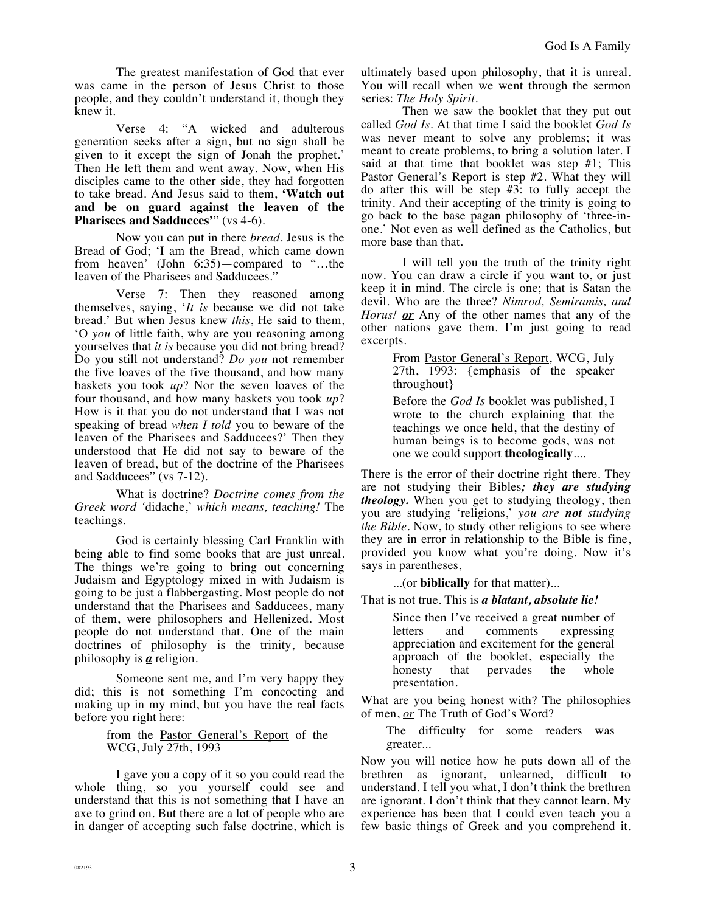The greatest manifestation of God that ever was came in the person of Jesus Christ to those people, and they couldn't understand it, though they knew it.

Verse 4: "A wicked and adulterous generation seeks after a sign, but no sign shall be given to it except the sign of Jonah the prophet.' Then He left them and went away. Now, when His disciples came to the other side, they had forgotten to take bread. And Jesus said to them, **'Watch out and be on guard against the leaven of the Pharisees and Sadducees'**" (vs 4-6).

Now you can put in there *bread*. Jesus is the Bread of God; 'I am the Bread, which came down from heaven' (John 6:35)—compared to "…the leaven of the Pharisees and Sadducees."

Verse 7: Then they reasoned among themselves, saying, '*It is* because we did not take bread.' But when Jesus knew *this*, He said to them, 'O *you* of little faith, why are you reasoning among yourselves that *it is* because you did not bring bread? Do you still not understand? *Do you* not remember the five loaves of the five thousand, and how many baskets you took *up*? Nor the seven loaves of the four thousand, and how many baskets you took *up*? How is it that you do not understand that I was not speaking of bread *when I told* you to beware of the leaven of the Pharisees and Sadducees?' Then they understood that He did not say to beware of the leaven of bread, but of the doctrine of the Pharisees and Sadducees" (vs 7-12).

What is doctrine? *Doctrine comes from the Greek word '*didache,*' which means, teaching!* The teachings.

God is certainly blessing Carl Franklin with being able to find some books that are just unreal. The things we're going to bring out concerning Judaism and Egyptology mixed in with Judaism is going to be just a flabbergasting. Most people do not understand that the Pharisees and Sadducees, many of them, were philosophers and Hellenized. Most people do not understand that. One of the main doctrines of philosophy is the trinity, because philosophy is ***a*** religion.

Someone sent me, and I'm very happy they did; this is not something I'm concocting and making up in my mind, but you have the real facts before you right here:

> from the Pastor General's Report of the WCG, July 27th, 1993

I gave you a copy of it so you could read the whole thing, so you yourself could see and understand that this is not something that I have an axe to grind on. But there are a lot of people who are in danger of accepting such false doctrine, which is ultimately based upon philosophy, that it is unreal. You will recall when we went through the sermon series: *The Holy Spirit.*

Then we saw the booklet that they put out called *God Is*. At that time I said the booklet *God Is* was never meant to solve any problems; it was meant to create problems, to bring a solution later. I said at that time that booklet was step #1; This Pastor General's Report is step #2. What they will do after this will be step #3: to fully accept the trinity. And their accepting of the trinity is going to go back to the base pagan philosophy of 'three-in-one.' Not even as well defined as the Catholics, but more base than that.

I will tell you the truth of the trinity right now. You can draw a circle if you want to, or just keep it in mind. The circle is one; that is Satan the devil. Who are the three? *Nimrod, Semiramis, and Horus!* ***or*** Any of the other names that any of the other nations gave them. I'm just going to read excerpts.

> From Pastor General's Report, WCG, July 27th, 1993: {emphasis of the speaker throughout}
>
> Before the *God Is* booklet was published, I wrote to the church explaining that the teachings we once held, that the destiny of human beings is to become gods, was not one we could support **theologically**....

There is the error of their doctrine right there. They are not studying their Bibles***; they are studying theology.*** When you get to studying theology, then you are studying 'religions,' *you are* ***not*** *studying the Bible*. Now, to study other religions to see where they are in error in relationship to the Bible is fine, provided you know what you're doing. Now it's says in parentheses,

> ...(or **biblically** for that matter)...

That is not true. This is ***a blatant, absolute lie!***

> Since then I've received a great number of letters and comments expressing appreciation and excitement for the general approach of the booklet, especially the honesty that pervades the whole presentation.

What are you being honest with? The philosophies of men, *or* The Truth of God's Word?

> The difficulty for some readers was greater...

Now you will notice how he puts down all of the brethren as ignorant, unlearned, difficult to understand. I tell you what, I don't think the brethren are ignorant. I don't think that they cannot learn. My experience has been that I could even teach you a few basic things of Greek and you comprehend it.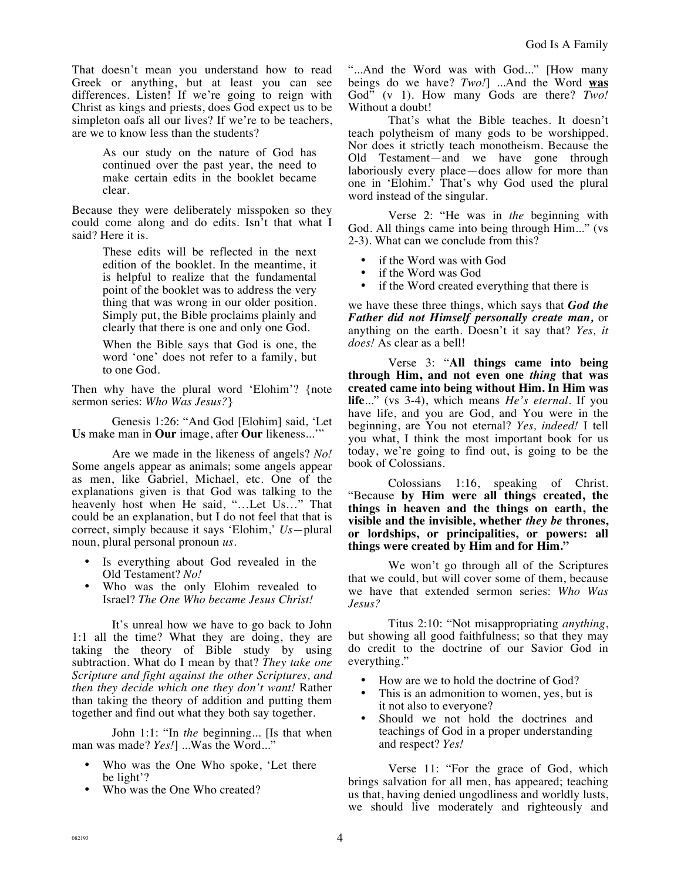That doesn't mean you understand how to read Greek or anything, but at least you can see differences. Listen! If we're going to reign with Christ as kings and priests, does God expect us to be simpleton oafs all our lives? If we're to be teachers, are we to know less than the students?

> As our study on the nature of God has continued over the past year, the need to make certain edits in the booklet became clear.

Because they were deliberately misspoken so they could come along and do edits. Isn't that what I said? Here it is.

> These edits will be reflected in the next edition of the booklet. In the meantime, it is helpful to realize that the fundamental point of the booklet was to address the very thing that was wrong in our older position. Simply put, the Bible proclaims plainly and clearly that there is one and only one God.
>
> When the Bible says that God is one, the word 'one' does not refer to a family, but to one God.

Then why have the plural word 'Elohim'? {note sermon series: *Who Was Jesus?*}

Genesis 1:26: "And God [Elohim] said, 'Let **Us** make man in **Our** image, after **Our** likeness...'"

Are we made in the likeness of angels? *No!* Some angels appear as animals; some angels appear as men, like Gabriel, Michael, etc. One of the explanations given is that God was talking to the heavenly host when He said, "…Let Us…" That could be an explanation, but I do not feel that that is correct, simply because it says 'Elohim,' *Us*—plural noun, plural personal pronoun *us*.

- Is everything about God revealed in the Old Testament? *No!*
- Who was the only Elohim revealed to Israel? *The One Who became Jesus Christ!*

It's unreal how we have to go back to John 1:1 all the time? What they are doing, they are taking the theory of Bible study by using subtraction. What do I mean by that? *They take one Scripture and fight against the other Scriptures, and then they decide which one they don't want!* Rather than taking the theory of addition and putting them together and find out what they both say together.

John 1:1: "In *the* beginning... [Is that when man was made? *Yes!*] ...Was the Word..."

- Who was the One Who spoke, 'Let there be light'?
- Who was the One Who created?

"...And the Word was with God..." [How many beings do we have? *Two!*] ...And the Word **was** God" (v 1). How many Gods are there? *Two!* Without a doubt!

That's what the Bible teaches. It doesn't teach polytheism of many gods to be worshipped. Nor does it strictly teach monotheism. Because the Old Testament—and we have gone through laboriously every place—does allow for more than one in 'Elohim.' That's why God used the plural word instead of the singular.

Verse 2: "He was in *the* beginning with God. All things came into being through Him..." (vs 2-3). What can we conclude from this?

- if the Word was with God
- if the Word was God
- if the Word created everything that there is

we have these three things, which says that ***God the Father did not Himself personally create man,*** or anything on the earth. Doesn't it say that? *Yes, it does!* As clear as a bell!

Verse 3: "**All things came into being through Him, and not even one *thing* that was created came into being without Him. In Him was life**..." (vs 3-4), which means *He's eternal*. If you have life, and you are God, and You were in the beginning, are You not eternal? *Yes, indeed!* I tell you what, I think the most important book for us today, we're going to find out, is going to be the book of Colossians.

Colossians 1:16, speaking of Christ. "Because **by Him were all things created, the things in heaven and the things on earth, the visible and the invisible, whether *they be* thrones, or lordships, or principalities, or powers: all things were created by Him and for Him."**

We won't go through all of the Scriptures that we could, but will cover some of them, because we have that extended sermon series: *Who Was Jesus?*

Titus 2:10: "Not misappropriating *anything*, but showing all good faithfulness; so that they may do credit to the doctrine of our Savior God in everything."

- How are we to hold the doctrine of God?
- This is an admonition to women, yes, but is it not also to everyone?
- Should we not hold the doctrines and teachings of God in a proper understanding and respect? *Yes!*

Verse 11: "For the grace of God, which brings salvation for all men, has appeared; teaching us that, having denied ungodliness and worldly lusts, we should live moderately and righteously and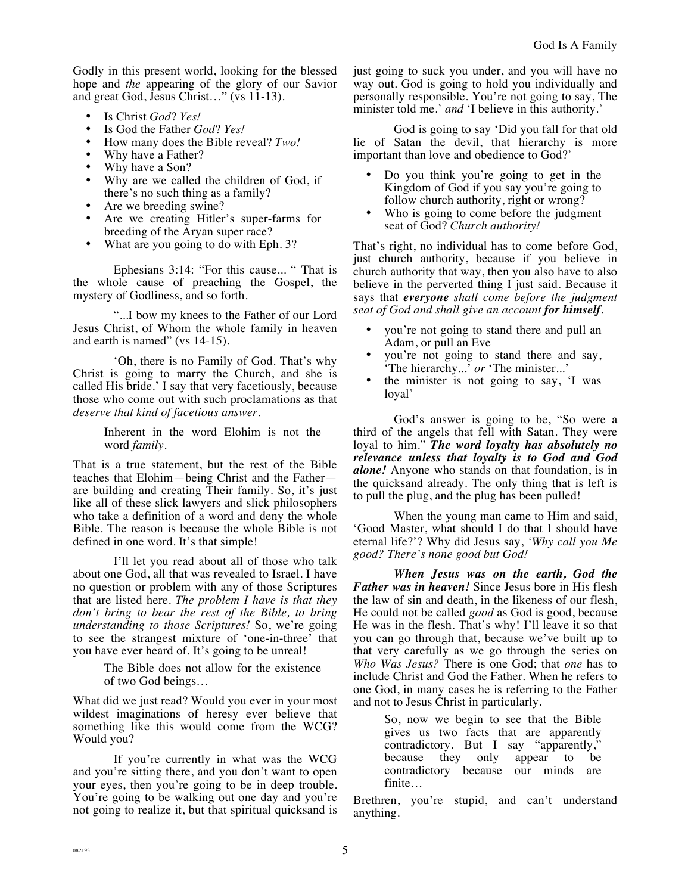Godly in this present world, looking for the blessed hope and *the* appearing of the glory of our Savior and great God, Jesus Christ…" (vs 11-13).

- Is Christ *God*? *Yes!*
- Is God the Father *God*? *Yes!*
- How many does the Bible reveal? *Two!*
- Why have a Father?
- Why have a Son?
- Why are we called the children of God, if there's no such thing as a family?
- Are we breeding swine?
- Are we creating Hitler's super-farms for breeding of the Aryan super race?
- What are you going to do with Eph. 3?

Ephesians 3:14: "For this cause... " That is the whole cause of preaching the Gospel, the mystery of Godliness, and so forth.

"...I bow my knees to the Father of our Lord Jesus Christ, of Whom the whole family in heaven and earth is named" (vs 14-15).

'Oh, there is no Family of God. That's why Christ is going to marry the Church, and she is called His bride.' I say that very facetiously, because those who come out with such proclamations as that *deserve that kind of facetious answer*.

> Inherent in the word Elohim is not the word *family*.

That is a true statement, but the rest of the Bible teaches that Elohim—being Christ and the Father—are building and creating Their family. So, it's just like all of these slick lawyers and slick philosophers who take a definition of a word and deny the whole Bible. The reason is because the whole Bible is not defined in one word. It's that simple!

I'll let you read about all of those who talk about one God, all that was revealed to Israel. I have no question or problem with any of those Scriptures that are listed here. *The problem I have is that they don't bring to bear the rest of the Bible, to bring understanding to those Scriptures!* So, we're going to see the strangest mixture of 'one-in-three' that you have ever heard of. It's going to be unreal!

> The Bible does not allow for the existence of two God beings…

What did we just read? Would you ever in your most wildest imaginations of heresy ever believe that something like this would come from the WCG? Would you?

If you're currently in what was the WCG and you're sitting there, and you don't want to open your eyes, then you're going to be in deep trouble. You're going to be walking out one day and you're not going to realize it, but that spiritual quicksand is just going to suck you under, and you will have no way out. God is going to hold you individually and personally responsible. You're not going to say, The minister told me.' *and* 'I believe in this authority.'

God is going to say 'Did you fall for that old lie of Satan the devil, that hierarchy is more important than love and obedience to God?'

- Do you think you're going to get in the Kingdom of God if you say you're going to follow church authority, right or wrong?
- Who is going to come before the judgment seat of God? *Church authority!*

That's right, no individual has to come before God, just church authority, because if you believe in church authority that way, then you also have to also believe in the perverted thing I just said. Because it says that ***everyone*** *shall come before the judgment seat of God and shall give an account* ***for himself***.

- you're not going to stand there and pull an Adam, or pull an Eve
- you're not going to stand there and say, 'The hierarchy...' <u>*or*</u> 'The minister...'
- the minister is not going to say, 'I was loyal'

God's answer is going to be, "So were a third of the angels that fell with Satan. They were loyal to him." ***The word loyalty has absolutely no relevance unless that loyalty is to God and God alone!*** Anyone who stands on that foundation, is in the quicksand already. The only thing that is left is to pull the plug, and the plug has been pulled!

When the young man came to Him and said, 'Good Master, what should I do that I should have eternal life?'? Why did Jesus say, *'Why call you Me good? There's none good but God!*

***When Jesus was on the earth, God the Father was in heaven!*** Since Jesus bore in His flesh the law of sin and death, in the likeness of our flesh, He could not be called *good* as God is good, because He was in the flesh. That's why! I'll leave it so that you can go through that, because we've built up to that very carefully as we go through the series on *Who Was Jesus?* There is one God; that *one* has to include Christ and God the Father. When he refers to one God, in many cases he is referring to the Father and not to Jesus Christ in particularly.

> So, now we begin to see that the Bible gives us two facts that are apparently contradictory. But I say "apparently," because they only appear to be contradictory because our minds are finite…

Brethren, you're stupid, and can't understand anything.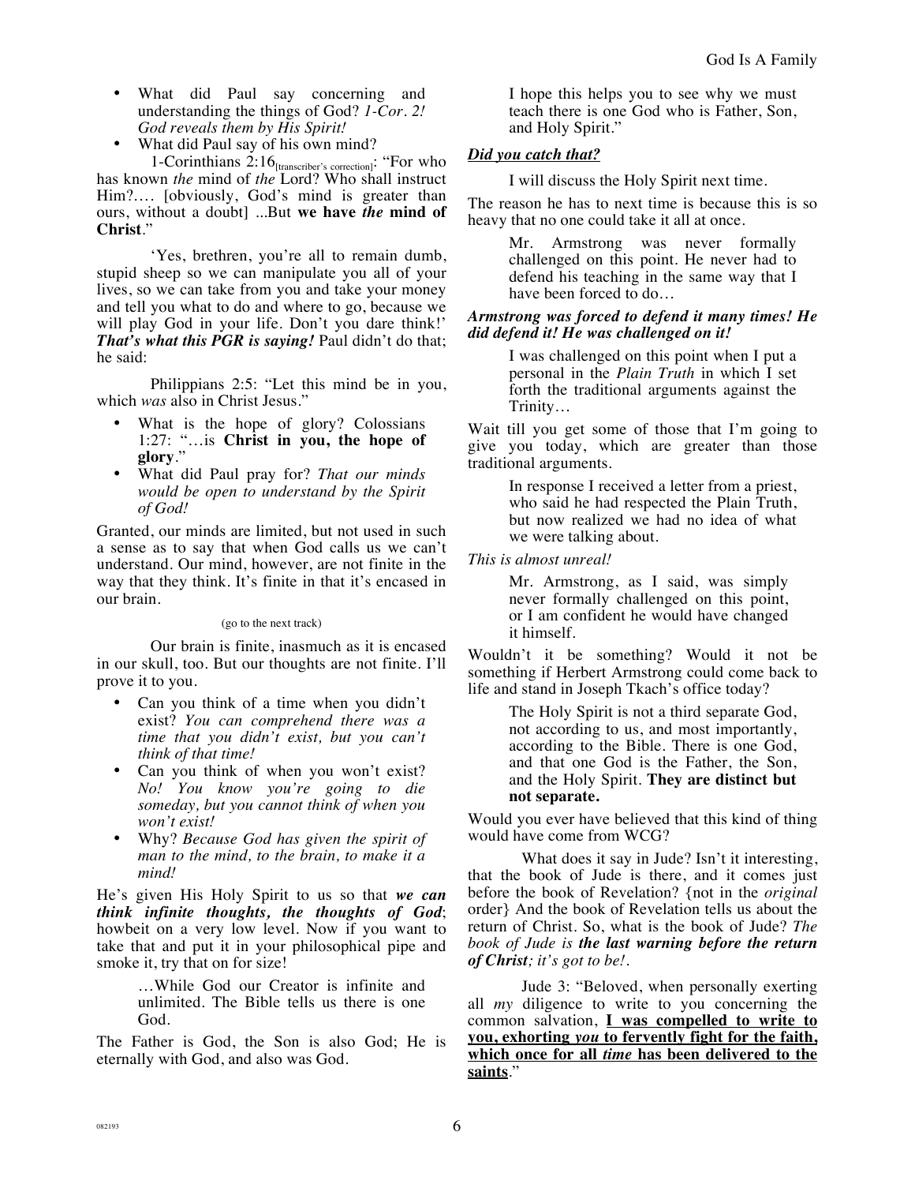- What did Paul say concerning and understanding the things of God? *1-Cor. 2! God reveals them by His Spirit!*
- What did Paul say of his own mind?

1-Corinthians 2:16[transcriber's correction]: "For who has known *the* mind of *the* Lord? Who shall instruct Him?.... [obviously, God's mind is greater than ours, without a doubt] ...But **we have *the* mind of Christ**."

'Yes, brethren, you're all to remain dumb, stupid sheep so we can manipulate you all of your lives, so we can take from you and take your money and tell you what to do and where to go, because we will play God in your life. Don't you dare think!' ***That's what this PGR is saying!*** Paul didn't do that; he said:

Philippians 2:5: "Let this mind be in you, which *was* also in Christ Jesus."

- What is the hope of glory? Colossians 1:27: "…is **Christ in you, the hope of glory**."
- What did Paul pray for? *That our minds would be open to understand by the Spirit of God!*

Granted, our minds are limited, but not used in such a sense as to say that when God calls us we can't understand. Our mind, however, are not finite in the way that they think. It's finite in that it's encased in our brain.

(go to the next track)

Our brain is finite, inasmuch as it is encased in our skull, too. But our thoughts are not finite. I'll prove it to you.

- Can you think of a time when you didn't exist? *You can comprehend there was a time that you didn't exist, but you can't think of that time!*
- Can you think of when you won't exist? *No! You know you're going to die someday, but you cannot think of when you won't exist!*
- Why? *Because God has given the spirit of man to the mind, to the brain, to make it a mind!*

He's given His Holy Spirit to us so that ***we can think infinite thoughts, the thoughts of God***; howbeit on a very low level. Now if you want to take that and put it in your philosophical pipe and smoke it, try that on for size!

> …While God our Creator is infinite and unlimited. The Bible tells us there is one God.

The Father is God, the Son is also God; He is eternally with God, and also was God.

> I hope this helps you to see why we must teach there is one God who is Father, Son, and Holy Spirit."

***Did you catch that?***

> I will discuss the Holy Spirit next time.

The reason he has to next time is because this is so heavy that no one could take it all at once.

> Mr. Armstrong was never formally challenged on this point. He never had to defend his teaching in the same way that I have been forced to do…

***Armstrong was forced to defend it many times! He did defend it! He was challenged on it!***

> I was challenged on this point when I put a personal in the *Plain Truth* in which I set forth the traditional arguments against the Trinity…

Wait till you get some of those that I'm going to give you today, which are greater than those traditional arguments.

> In response I received a letter from a priest, who said he had respected the Plain Truth, but now realized we had no idea of what we were talking about.

*This is almost unreal!*

> Mr. Armstrong, as I said, was simply never formally challenged on this point, or I am confident he would have changed it himself.

Wouldn't it be something? Would it not be something if Herbert Armstrong could come back to life and stand in Joseph Tkach's office today?

> The Holy Spirit is not a third separate God, not according to us, and most importantly, according to the Bible. There is one God, and that one God is the Father, the Son, and the Holy Spirit. **They are distinct but not separate.**

Would you ever have believed that this kind of thing would have come from WCG?

What does it say in Jude? Isn't it interesting, that the book of Jude is there, and it comes just before the book of Revelation? {not in the *original* order} And the book of Revelation tells us about the return of Christ. So, what is the book of Jude? *The book of Jude is **the last warning before the return of Christ**; it's got to be!*.

Jude 3: "Beloved, when personally exerting all *my* diligence to write to you concerning the common salvation, **I was compelled to write to you, exhorting *you* to fervently fight for the faith, which once for all *time* has been delivered to the saints**."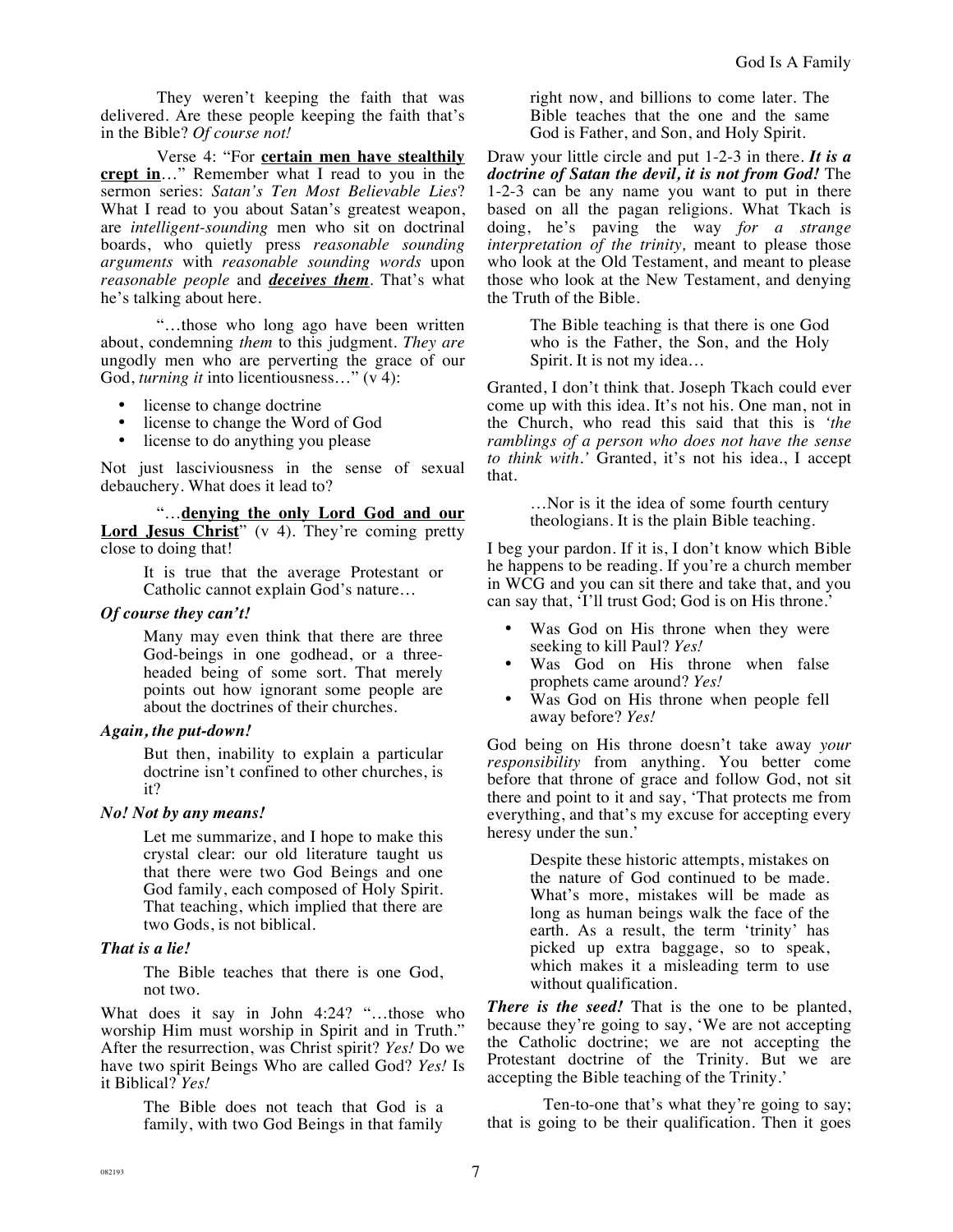They weren't keeping the faith that was delivered. Are these people keeping the faith that's in the Bible? *Of course not!*

Verse 4: "For **certain men have stealthily crept in**…" Remember what I read to you in the sermon series: *Satan's Ten Most Believable Lies*? What I read to you about Satan's greatest weapon, are *intelligent-sounding* men who sit on doctrinal boards, who quietly press *reasonable sounding arguments* with *reasonable sounding words* upon *reasonable people* and ***deceives them***. That's what he's talking about here.

"…those who long ago have been written about, condemning *them* to this judgment. *They are* ungodly men who are perverting the grace of our God, *turning it* into licentiousness…" (v 4):

- license to change doctrine
- license to change the Word of God
- license to do anything you please

Not just lasciviousness in the sense of sexual debauchery. What does it lead to?

"…**denying the only Lord God and our Lord Jesus Christ**" (v 4). They're coming pretty close to doing that!

> It is true that the average Protestant or Catholic cannot explain God's nature…

***Of course they can't!***

> Many may even think that there are three God-beings in one godhead, or a three-headed being of some sort. That merely points out how ignorant some people are about the doctrines of their churches.

***Again, the put-down!***

> But then, inability to explain a particular doctrine isn't confined to other churches, is it?

***No! Not by any means!***

> Let me summarize, and I hope to make this crystal clear: our old literature taught us that there were two God Beings and one God family, each composed of Holy Spirit. That teaching, which implied that there are two Gods, is not biblical.

***That is a lie!***

> The Bible teaches that there is one God, not two.

What does it say in John 4:24? "…those who worship Him must worship in Spirit and in Truth." After the resurrection, was Christ spirit? *Yes!* Do we have two spirit Beings Who are called God? *Yes!* Is it Biblical? *Yes!*

> The Bible does not teach that God is a family, with two God Beings in that family right now, and billions to come later. The Bible teaches that the one and the same God is Father, and Son, and Holy Spirit.

Draw your little circle and put 1-2-3 in there. ***It is a doctrine of Satan the devil, it is not from God!*** The 1-2-3 can be any name you want to put in there based on all the pagan religions. What Tkach is doing, he's paving the way *for a strange interpretation of the trinity,* meant to please those who look at the Old Testament, and meant to please those who look at the New Testament, and denying the Truth of the Bible.

> The Bible teaching is that there is one God who is the Father, the Son, and the Holy Spirit. It is not my idea…

Granted, I don't think that. Joseph Tkach could ever come up with this idea. It's not his. One man, not in the Church, who read this said that this is *'the ramblings of a person who does not have the sense to think with.'* Granted, it's not his idea., I accept that.

> …Nor is it the idea of some fourth century theologians. It is the plain Bible teaching.

I beg your pardon. If it is, I don't know which Bible he happens to be reading. If you're a church member in WCG and you can sit there and take that, and you can say that, 'I'll trust God; God is on His throne.'

- Was God on His throne when they were seeking to kill Paul? *Yes!*
- Was God on His throne when false prophets came around? *Yes!*
- Was God on His throne when people fell away before? *Yes!*

God being on His throne doesn't take away *your responsibility* from anything. You better come before that throne of grace and follow God, not sit there and point to it and say, 'That protects me from everything, and that's my excuse for accepting every heresy under the sun.'

> Despite these historic attempts, mistakes on the nature of God continued to be made. What's more, mistakes will be made as long as human beings walk the face of the earth. As a result, the term 'trinity' has picked up extra baggage, so to speak, which makes it a misleading term to use without qualification.

***There is the seed!*** That is the one to be planted, because they're going to say, 'We are not accepting the Catholic doctrine; we are not accepting the Protestant doctrine of the Trinity. But we are accepting the Bible teaching of the Trinity.'

Ten-to-one that's what they're going to say; that is going to be their qualification. Then it goes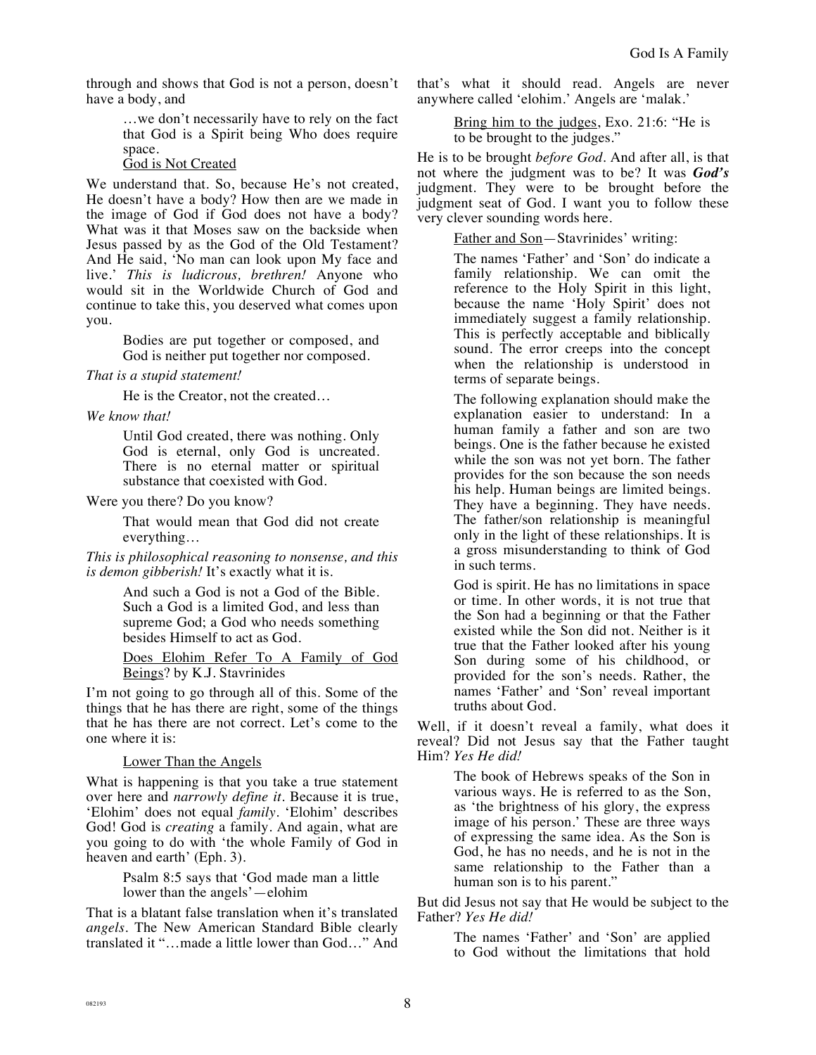through and shows that God is not a person, doesn't have a body, and

> …we don't necessarily have to rely on the fact that God is a Spirit being Who does require space.
>
> God is Not Created

We understand that. So, because He's not created, He doesn't have a body? How then are we made in the image of God if God does not have a body? What was it that Moses saw on the backside when Jesus passed by as the God of the Old Testament? And He said, 'No man can look upon My face and live.' *This is ludicrous, brethren!* Anyone who would sit in the Worldwide Church of God and continue to take this, you deserved what comes upon you.

> Bodies are put together or composed, and God is neither put together nor composed.

*That is a stupid statement!*

> He is the Creator, not the created…

*We know that!*

> Until God created, there was nothing. Only God is eternal, only God is uncreated. There is no eternal matter or spiritual substance that coexisted with God.

Were you there? Do you know?

> That would mean that God did not create everything…

*This is philosophical reasoning to nonsense, and this is demon gibberish!* It's exactly what it is.

> And such a God is not a God of the Bible. Such a God is a limited God, and less than supreme God; a God who needs something besides Himself to act as God.
>
> Does Elohim Refer To A Family of God Beings? by K.J. Stavrinides

I'm not going to go through all of this. Some of the things that he has there are right, some of the things that he has there are not correct. Let's come to the one where it is:

> Lower Than the Angels

What is happening is that you take a true statement over here and *narrowly define it*. Because it is true, 'Elohim' does not equal *family*. 'Elohim' describes God! God is *creating* a family. And again, what are you going to do with 'the whole Family of God in heaven and earth' (Eph. 3).

> Psalm 8:5 says that 'God made man a little lower than the angels'—elohim

That is a blatant false translation when it's translated *angels*. The New American Standard Bible clearly translated it "…made a little lower than God…" And that's what it should read. Angels are never anywhere called 'elohim.' Angels are 'malak.'

> Bring him to the judges, Exo. 21:6: "He is to be brought to the judges."

He is to be brought *before God*. And after all, is that not where the judgment was to be? It was ***God's*** judgment. They were to be brought before the judgment seat of God. I want you to follow these very clever sounding words here.

> Father and Son—Stavrinides' writing:
>
> The names 'Father' and 'Son' do indicate a family relationship. We can omit the reference to the Holy Spirit in this light, because the name 'Holy Spirit' does not immediately suggest a family relationship. This is perfectly acceptable and biblically sound. The error creeps into the concept when the relationship is understood in terms of separate beings.
>
> The following explanation should make the explanation easier to understand: In a human family a father and son are two beings. One is the father because he existed while the son was not yet born. The father provides for the son because the son needs his help. Human beings are limited beings. They have a beginning. They have needs. The father/son relationship is meaningful only in the light of these relationships. It is a gross misunderstanding to think of God in such terms.
>
> God is spirit. He has no limitations in space or time. In other words, it is not true that the Son had a beginning or that the Father existed while the Son did not. Neither is it true that the Father looked after his young Son during some of his childhood, or provided for the son's needs. Rather, the names 'Father' and 'Son' reveal important truths about God.

Well, if it doesn't reveal a family, what does it reveal? Did not Jesus say that the Father taught Him? *Yes He did!*

> The book of Hebrews speaks of the Son in various ways. He is referred to as the Son, as 'the brightness of his glory, the express image of his person.' These are three ways of expressing the same idea. As the Son is God, he has no needs, and he is not in the same relationship to the Father than a human son is to his parent."

But did Jesus not say that He would be subject to the Father? *Yes He did!*

> The names 'Father' and 'Son' are applied to God without the limitations that hold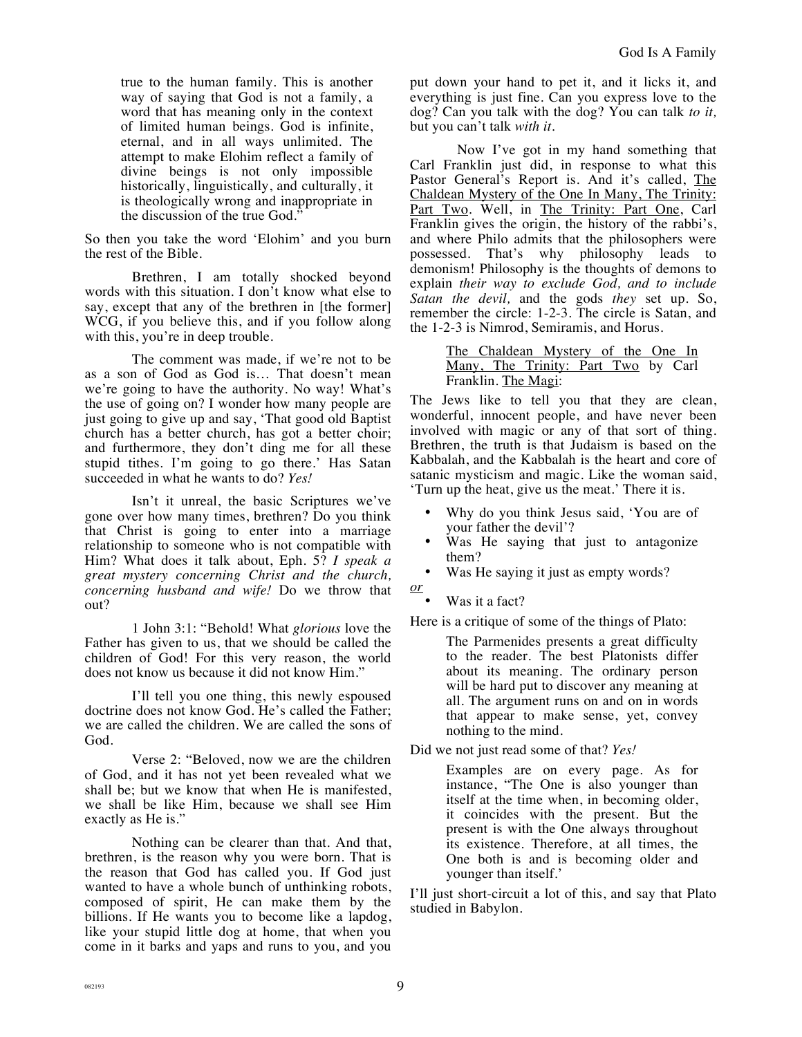> true to the human family. This is another way of saying that God is not a family, a word that has meaning only in the context of limited human beings. God is infinite, eternal, and in all ways unlimited. The attempt to make Elohim reflect a family of divine beings is not only impossible historically, linguistically, and culturally, it is theologically wrong and inappropriate in the discussion of the true God."

So then you take the word 'Elohim' and you burn the rest of the Bible.

Brethren, I am totally shocked beyond words with this situation. I don't know what else to say, except that any of the brethren in [the former] WCG, if you believe this, and if you follow along with this, you're in deep trouble.

The comment was made, if we're not to be as a son of God as God is… That doesn't mean we're going to have the authority. No way! What's the use of going on? I wonder how many people are just going to give up and say, 'That good old Baptist church has a better church, has got a better choir; and furthermore, they don't ding me for all these stupid tithes. I'm going to go there.' Has Satan succeeded in what he wants to do? *Yes!*

Isn't it unreal, the basic Scriptures we've gone over how many times, brethren? Do you think that Christ is going to enter into a marriage relationship to someone who is not compatible with Him? What does it talk about, Eph. 5? *I speak a great mystery concerning Christ and the church, concerning husband and wife!* Do we throw that out?

1 John 3:1: "Behold! What *glorious* love the Father has given to us, that we should be called the children of God! For this very reason, the world does not know us because it did not know Him."

I'll tell you one thing, this newly espoused doctrine does not know God. He's called the Father; we are called the children. We are called the sons of God.

Verse 2: "Beloved, now we are the children of God, and it has not yet been revealed what we shall be; but we know that when He is manifested, we shall be like Him, because we shall see Him exactly as He is."

Nothing can be clearer than that. And that, brethren, is the reason why you were born. That is the reason that God has called you. If God just wanted to have a whole bunch of unthinking robots, composed of spirit, He can make them by the billions. If He wants you to become like a lapdog, like your stupid little dog at home, that when you come in it barks and yaps and runs to you, and you put down your hand to pet it, and it licks it, and everything is just fine. Can you express love to the dog? Can you talk with the dog? You can talk *to it,* but you can't talk *with it.*

Now I've got in my hand something that Carl Franklin just did, in response to what this Pastor General's Report is. And it's called, The Chaldean Mystery of the One In Many, The Trinity: Part Two. Well, in The Trinity: Part One, Carl Franklin gives the origin, the history of the rabbi's, and where Philo admits that the philosophers were possessed. That's why philosophy leads to demonism! Philosophy is the thoughts of demons to explain *their way to exclude God, and to include Satan the devil,* and the gods *they* set up. So, remember the circle: 1-2-3. The circle is Satan, and the 1-2-3 is Nimrod, Semiramis, and Horus.

> The Chaldean Mystery of the One In Many, The Trinity: Part Two by Carl Franklin. The Magi:

The Jews like to tell you that they are clean, wonderful, innocent people, and have never been involved with magic or any of that sort of thing. Brethren, the truth is that Judaism is based on the Kabbalah, and the Kabbalah is the heart and core of satanic mysticism and magic. Like the woman said, 'Turn up the heat, give us the meat.' There it is.

- Why do you think Jesus said, 'You are of your father the devil'?
- Was He saying that just to antagonize them?
- Was He saying it just as empty words?

*or*

- Was it a fact?

Here is a critique of some of the things of Plato:

> The Parmenides presents a great difficulty to the reader. The best Platonists differ about its meaning. The ordinary person will be hard put to discover any meaning at all. The argument runs on and on in words that appear to make sense, yet, convey nothing to the mind.

Did we not just read some of that? *Yes!*

> Examples are on every page. As for instance, "The One is also younger than itself at the time when, in becoming older, it coincides with the present. But the present is with the One always throughout its existence. Therefore, at all times, the One both is and is becoming older and younger than itself.'

I'll just short-circuit a lot of this, and say that Plato studied in Babylon.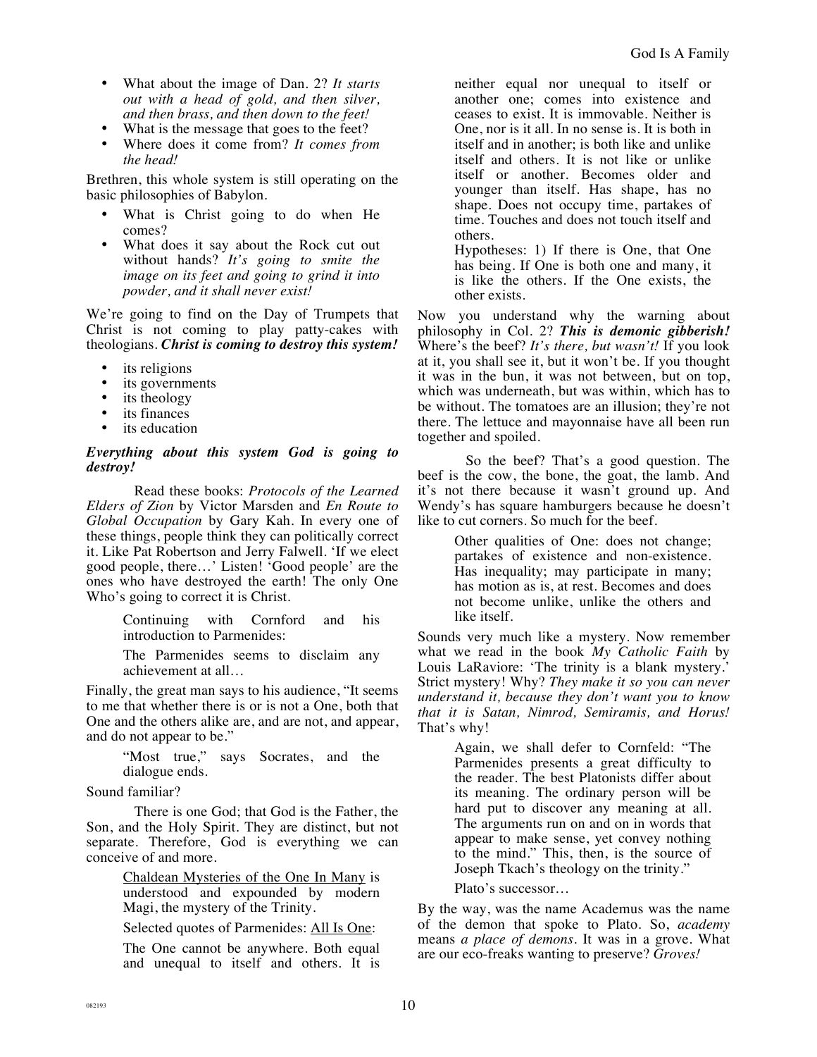- What about the image of Dan. 2? *It starts out with a head of gold, and then silver, and then brass, and then down to the feet!*
- What is the message that goes to the feet?
- Where does it come from? *It comes from the head!*

Brethren, this whole system is still operating on the basic philosophies of Babylon.

- What is Christ going to do when He comes?
- What does it say about the Rock cut out without hands? *It's going to smite the image on its feet and going to grind it into powder, and it shall never exist!*

We're going to find on the Day of Trumpets that Christ is not coming to play patty-cakes with theologians. ***Christ is coming to destroy this system!***

- its religions
- its governments
- its theology
- its finances
- its education

***Everything about this system God is going to destroy!***

Read these books: *Protocols of the Learned Elders of Zion* by Victor Marsden and *En Route to Global Occupation* by Gary Kah. In every one of these things, people think they can politically correct it. Like Pat Robertson and Jerry Falwell. 'If we elect good people, there…' Listen! 'Good people' are the ones who have destroyed the earth! The only One Who's going to correct it is Christ.

> Continuing with Cornford and his introduction to Parmenides:
>
> The Parmenides seems to disclaim any achievement at all…

Finally, the great man says to his audience, "It seems to me that whether there is or is not a One, both that One and the others alike are, and are not, and appear, and do not appear to be."

> "Most true," says Socrates, and the dialogue ends.

Sound familiar?

There is one God; that God is the Father, the Son, and the Holy Spirit. They are distinct, but not separate. Therefore, God is everything we can conceive of and more.

> Chaldean Mysteries of the One In Many is understood and expounded by modern Magi, the mystery of the Trinity.
>
> Selected quotes of Parmenides: All Is One:
>
> The One cannot be anywhere. Both equal and unequal to itself and others. It is neither equal nor unequal to itself or another one; comes into existence and ceases to exist. It is immovable. Neither is One, nor is it all. In no sense is. It is both in itself and in another; is both like and unlike itself and others. It is not like or unlike itself or another. Becomes older and younger than itself. Has shape, has no shape. Does not occupy time, partakes of time. Touches and does not touch itself and others.
>
> Hypotheses: 1) If there is One, that One has being. If One is both one and many, it is like the others. If the One exists, the other exists.

Now you understand why the warning about philosophy in Col. 2? ***This is demonic gibberish!*** Where's the beef? *It's there, but wasn't!* If you look at it, you shall see it, but it won't be. If you thought it was in the bun, it was not between, but on top, which was underneath, but was within, which has to be without. The tomatoes are an illusion; they're not there. The lettuce and mayonnaise have all been run together and spoiled.

So the beef? That's a good question. The beef is the cow, the bone, the goat, the lamb. And it's not there because it wasn't ground up. And Wendy's has square hamburgers because he doesn't like to cut corners. So much for the beef.

> Other qualities of One: does not change; partakes of existence and non-existence. Has inequality; may participate in many; has motion as is, at rest. Becomes and does not become unlike, unlike the others and like itself.

Sounds very much like a mystery. Now remember what we read in the book *My Catholic Faith* by Louis LaRaviore: 'The trinity is a blank mystery.' Strict mystery! Why? *They make it so you can never understand it, because they don't want you to know that it is Satan, Nimrod, Semiramis, and Horus!* That's why!

> Again, we shall defer to Cornfeld: "The Parmenides presents a great difficulty to the reader. The best Platonists differ about its meaning. The ordinary person will be hard put to discover any meaning at all. The arguments run on and on in words that appear to make sense, yet convey nothing to the mind." This, then, is the source of Joseph Tkach's theology on the trinity."
>
> Plato's successor…

By the way, was the name Academus was the name of the demon that spoke to Plato. So, *academy* means *a place of demons*. It was in a grove. What are our eco-freaks wanting to preserve? *Groves!*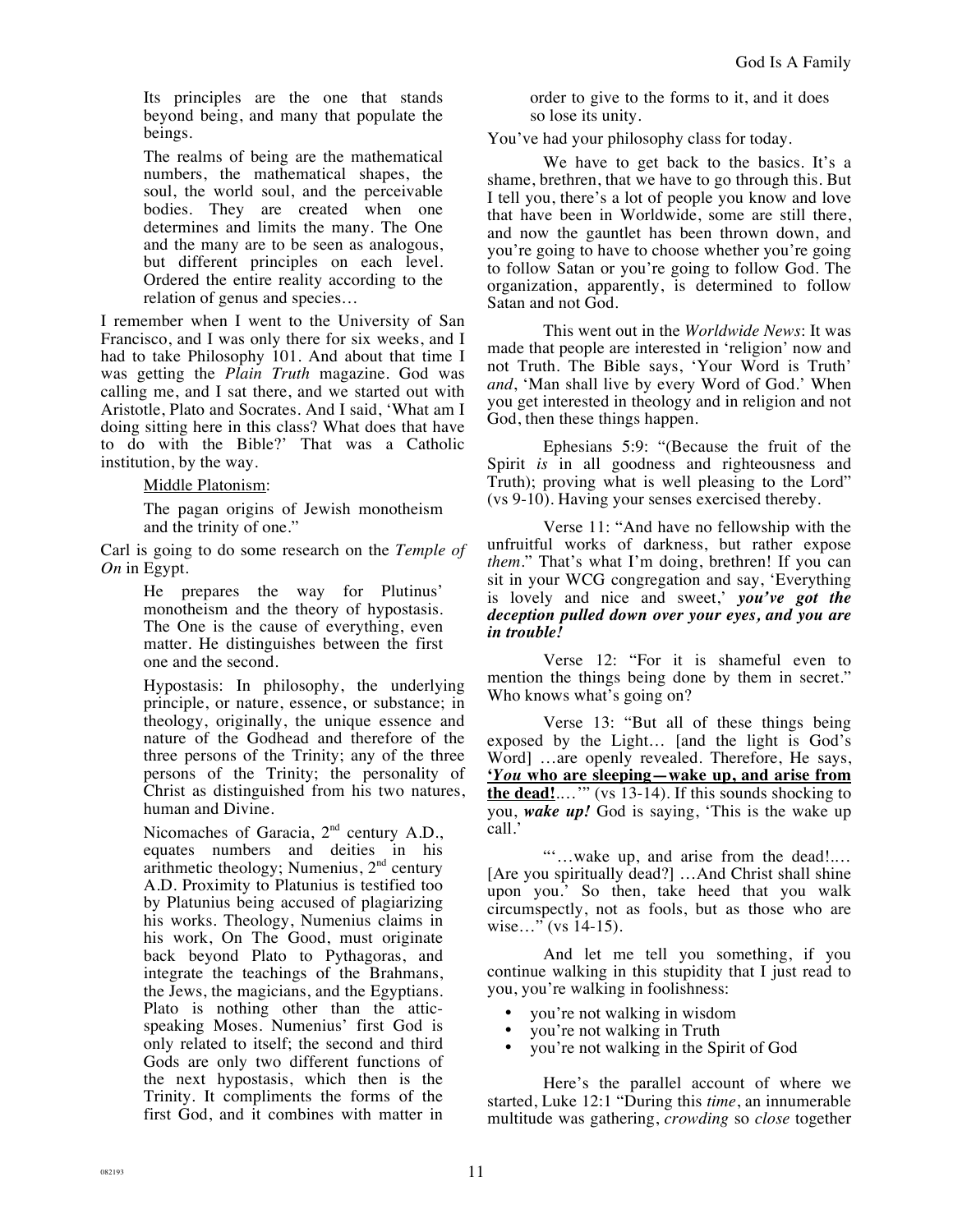> Its principles are the one that stands beyond being, and many that populate the beings.
>
> The realms of being are the mathematical numbers, the mathematical shapes, the soul, the world soul, and the perceivable bodies. They are created when one determines and limits the many. The One and the many are to be seen as analogous, but different principles on each level. Ordered the entire reality according to the relation of genus and species…

I remember when I went to the University of San Francisco, and I was only there for six weeks, and I had to take Philosophy 101. And about that time I was getting the *Plain Truth* magazine. God was calling me, and I sat there, and we started out with Aristotle, Plato and Socrates. And I said, 'What am I doing sitting here in this class? What does that have to do with the Bible?' That was a Catholic institution, by the way.

> Middle Platonism:
>
> The pagan origins of Jewish monotheism and the trinity of one."

Carl is going to do some research on the *Temple of On* in Egypt.

> He prepares the way for Plutinus' monotheism and the theory of hypostasis. The One is the cause of everything, even matter. He distinguishes between the first one and the second.
>
> Hypostasis: In philosophy, the underlying principle, or nature, essence, or substance; in theology, originally, the unique essence and nature of the Godhead and therefore of the three persons of the Trinity; any of the three persons of the Trinity; the personality of Christ as distinguished from his two natures, human and Divine.
>
> Nicomaches of Garacia, 2nd century A.D., equates numbers and deities in his arithmetic theology; Numenius, 2nd century A.D. Proximity to Platunius is testified too by Platunius being accused of plagiarizing his works. Theology, Numenius claims in his work, On The Good, must originate back beyond Plato to Pythagoras, and integrate the teachings of the Brahmans, the Jews, the magicians, and the Egyptians. Plato is nothing other than the attic-speaking Moses. Numenius' first God is only related to itself; the second and third Gods are only two different functions of the next hypostasis, which then is the Trinity. It compliments the forms of the first God, and it combines with matter in order to give to the forms to it, and it does so lose its unity.

You've had your philosophy class for today.

We have to get back to the basics. It's a shame, brethren, that we have to go through this. But I tell you, there's a lot of people you know and love that have been in Worldwide, some are still there, and now the gauntlet has been thrown down, and you're going to have to choose whether you're going to follow Satan or you're going to follow God. The organization, apparently, is determined to follow Satan and not God.

This went out in the *Worldwide News*: It was made that people are interested in 'religion' now and not Truth. The Bible says, 'Your Word is Truth' *and*, 'Man shall live by every Word of God.' When you get interested in theology and in religion and not God, then these things happen.

Ephesians 5:9: "(Because the fruit of the Spirit *is* in all goodness and righteousness and Truth); proving what is well pleasing to the Lord" (vs 9-10). Having your senses exercised thereby.

Verse 11: "And have no fellowship with the unfruitful works of darkness, but rather expose *them*." That's what I'm doing, brethren! If you can sit in your WCG congregation and say, 'Everything is lovely and nice and sweet,' ***you've got the deception pulled down over your eyes, and you are in trouble!***

Verse 12: "For it is shameful even to mention the things being done by them in secret." Who knows what's going on?

Verse 13: "But all of these things being exposed by the Light… [and the light is God's Word] …are openly revealed. Therefore, He says, **'*You* who are sleeping—wake up, and arise from the dead!**….'" (vs 13-14). If this sounds shocking to you, ***wake up!*** God is saying, 'This is the wake up call.'

"'…wake up, and arise from the dead!…. [Are you spiritually dead?] …And Christ shall shine upon you.' So then, take heed that you walk circumspectly, not as fools, but as those who are wise…" (vs 14-15).

And let me tell you something, if you continue walking in this stupidity that I just read to you, you're walking in foolishness:

- you're not walking in wisdom
- you're not walking in Truth
- you're not walking in the Spirit of God

Here's the parallel account of where we started, Luke 12:1 "During this *time*, an innumerable multitude was gathering, *crowding* so *close* together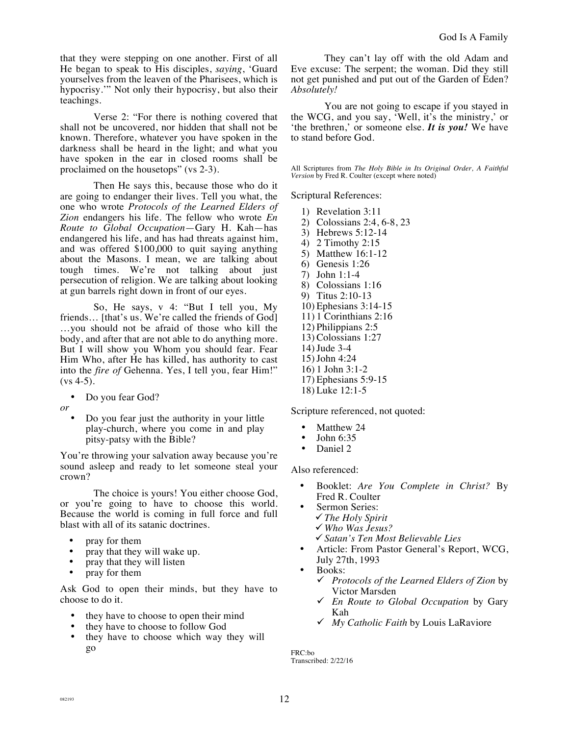that they were stepping on one another. First of all He began to speak to His disciples, *saying*, 'Guard yourselves from the leaven of the Pharisees, which is hypocrisy.'" Not only their hypocrisy, but also their teachings.

Verse 2: "For there is nothing covered that shall not be uncovered, nor hidden that shall not be known. Therefore, whatever you have spoken in the darkness shall be heard in the light; and what you have spoken in the ear in closed rooms shall be proclaimed on the housetops" (vs 2-3).

Then He says this, because those who do it are going to endanger their lives. Tell you what, the one who wrote *Protocols of the Learned Elders of Zion* endangers his life. The fellow who wrote *En Route to Global Occupation*—Gary H. Kah—has endangered his life, and has had threats against him, and was offered $100,000 to quit saying anything about the Masons. I mean, we are talking about tough times. We're not talking about just persecution of religion. We are talking about looking at gun barrels right down in front of our eyes.

So, He says, v 4: "But I tell you, My friends… [that's us. We're called the friends of God] …you should not be afraid of those who kill the body, and after that are not able to do anything more. But I will show you Whom you should fear. Fear Him Who, after He has killed, has authority to cast into the *fire of* Gehenna. Yes, I tell you, fear Him!" (vs 4-5).

- Do you fear God?

*or*

- Do you fear just the authority in your little play-church, where you come in and play pitsy-patsy with the Bible?

You're throwing your salvation away because you're sound asleep and ready to let someone steal your crown?

The choice is yours! You either choose God, or you're going to have to choose this world. Because the world is coming in full force and full blast with all of its satanic doctrines.

- pray for them
- pray that they will wake up.
- pray that they will listen
- pray for them

Ask God to open their minds, but they have to choose to do it.

- they have to choose to open their mind
- they have to choose to follow God
- they have to choose which way they will go

They can't lay off with the old Adam and Eve excuse: The serpent; the woman. Did they still not get punished and put out of the Garden of Eden? *Absolutely!*

You are not going to escape if you stayed in the WCG, and you say, 'Well, it's the ministry,' or 'the brethren,' or someone else. ***It is you!*** We have to stand before God.

All Scriptures from *The Holy Bible in Its Original Order, A Faithful Version* by Fred R. Coulter (except where noted)

Scriptural References:

1) Revelation 3:11
2) Colossians 2:4, 6-8, 23
3) Hebrews 5:12-14
4) 2 Timothy 2:15
5) Matthew 16:1-12
6) Genesis 1:26
7) John 1:1-4
8) Colossians 1:16
9) Titus 2:10-13
10) Ephesians 3:14-15
11) 1 Corinthians 2:16
12) Philippians 2:5
13) Colossians 1:27
14) Jude 3-4
15) John 4:24
16) 1 John 3:1-2
17) Ephesians 5:9-15
18) Luke 12:1-5

Scripture referenced, not quoted:

- Matthew 24
- John 6:35
- Daniel 2

Also referenced:

- Booklet: *Are You Complete in Christ?* By Fred R. Coulter
- Sermon Series:
  - ✓ *The Holy Spirit*
  - ✓ *Who Was Jesus?*
  - ✓ *Satan's Ten Most Believable Lies*
- Article: From Pastor General's Report, WCG, July 27th, 1993
- Books:
  - ✓ *Protocols of the Learned Elders of Zion* by Victor Marsden
  - ✓ *En Route to Global Occupation* by Gary Kah
  - ✓ *My Catholic Faith* by Louis LaRaviore

FRC:bo
Transcribed: 2/22/16